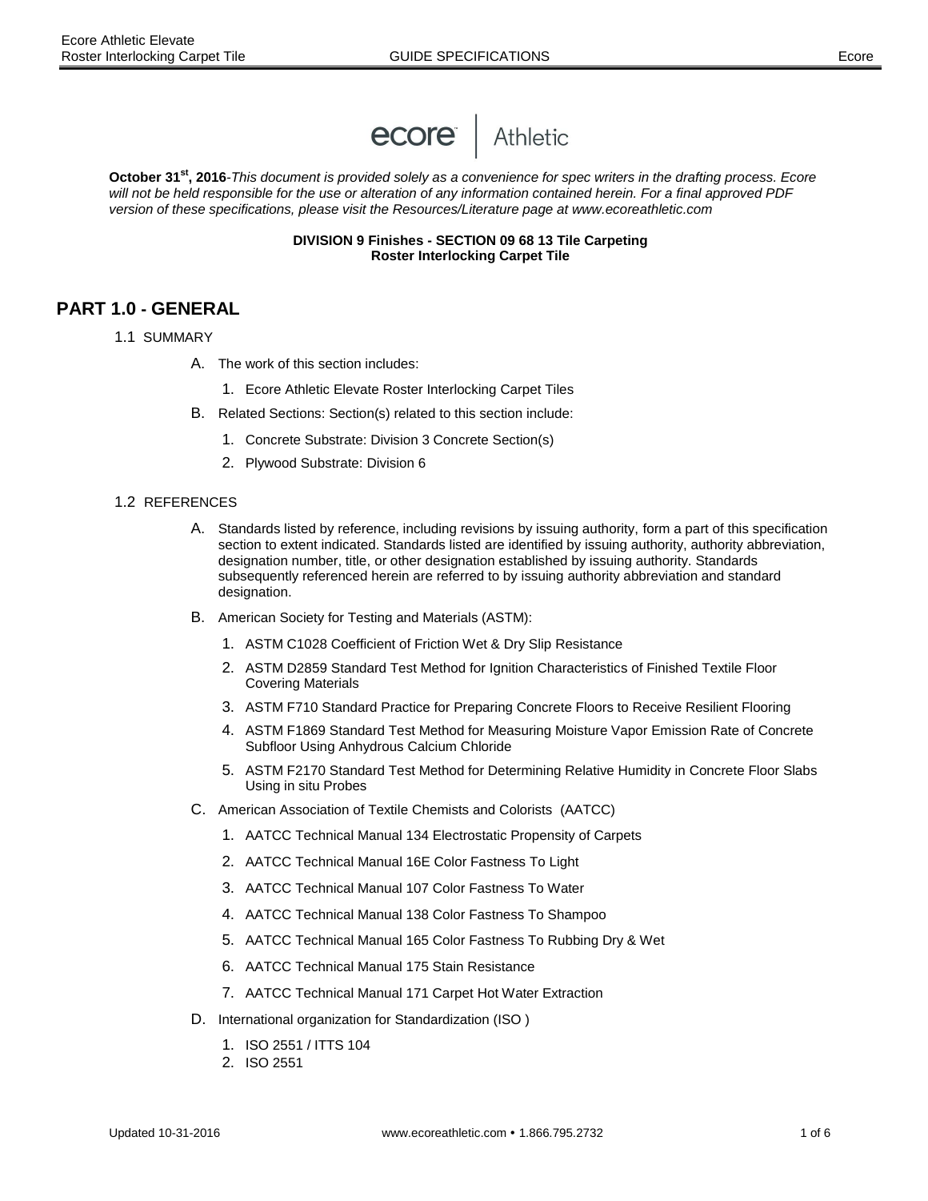**October 31[st], 2016**-*This document is provided solely as a convenience for spec writers in the drafting process. Ecore will not be held responsible for the use or alteration of any information contained herein. For a final approved PDF version of these specifications, please visit the Resources/Literature page at www.ecoreathletic.com*

**DIVISION 9 Finishes - SECTION 09 68 13 Tile Carpeting**
**Roster Interlocking Carpet Tile**

# PART 1.0 - GENERAL

## 1.1 SUMMARY

A. The work of this section includes:

1. Ecore Athletic Elevate Roster Interlocking Carpet Tiles

B. Related Sections: Section(s) related to this section include:

1. Concrete Substrate: Division 3 Concrete Section(s)
2. Plywood Substrate: Division 6

## 1.2 REFERENCES

A. Standards listed by reference, including revisions by issuing authority, form a part of this specification section to extent indicated. Standards listed are identified by issuing authority, authority abbreviation, designation number, title, or other designation established by issuing authority. Standards subsequently referenced herein are referred to by issuing authority abbreviation and standard designation.

B. American Society for Testing and Materials (ASTM):

1. ASTM C1028 Coefficient of Friction Wet & Dry Slip Resistance
2. ASTM D2859 Standard Test Method for Ignition Characteristics of Finished Textile Floor Covering Materials
3. ASTM F710 Standard Practice for Preparing Concrete Floors to Receive Resilient Flooring
4. ASTM F1869 Standard Test Method for Measuring Moisture Vapor Emission Rate of Concrete Subfloor Using Anhydrous Calcium Chloride
5. ASTM F2170 Standard Test Method for Determining Relative Humidity in Concrete Floor Slabs Using in situ Probes

C. American Association of Textile Chemists and Colorists (AATCC)

1. AATCC Technical Manual 134 Electrostatic Propensity of Carpets
2. AATCC Technical Manual 16E Color Fastness To Light
3. AATCC Technical Manual 107 Color Fastness To Water
4. AATCC Technical Manual 138 Color Fastness To Shampoo
5. AATCC Technical Manual 165 Color Fastness To Rubbing Dry & Wet
6. AATCC Technical Manual 175 Stain Resistance
7. AATCC Technical Manual 171 Carpet Hot Water Extraction

D. International organization for Standardization (ISO )

1. ISO 2551 / ITTS 104
2. ISO 2551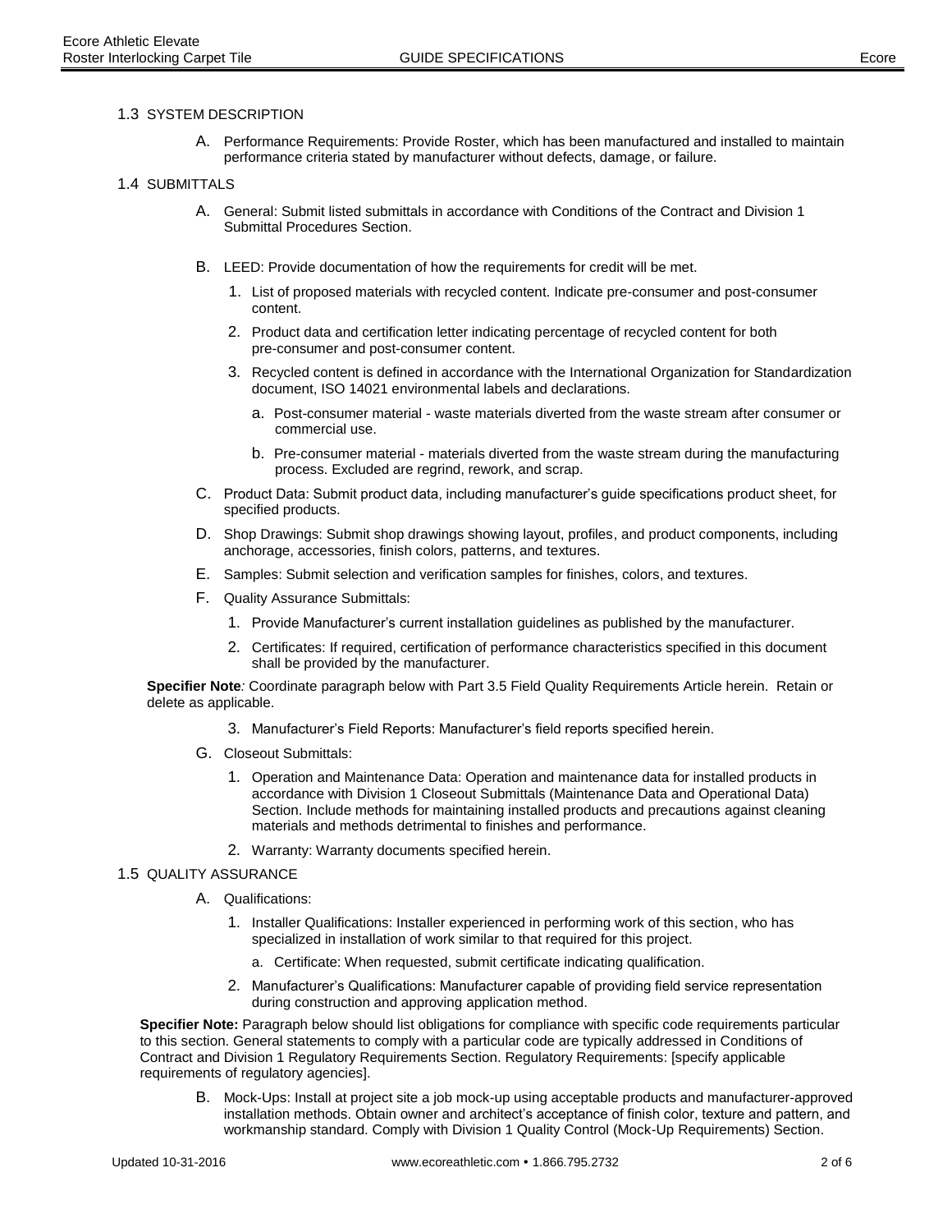## 1.3 SYSTEM DESCRIPTION

A. Performance Requirements: Provide Roster, which has been manufactured and installed to maintain performance criteria stated by manufacturer without defects, damage, or failure.

## 1.4 SUBMITTALS

A. General: Submit listed submittals in accordance with Conditions of the Contract and Division 1 Submittal Procedures Section.

B. LEED: Provide documentation of how the requirements for credit will be met.

1. List of proposed materials with recycled content. Indicate pre-consumer and post-consumer content.
2. Product data and certification letter indicating percentage of recycled content for both pre-consumer and post-consumer content.
3. Recycled content is defined in accordance with the International Organization for Standardization document, ISO 14021 environmental labels and declarations.
   a. Post-consumer material - waste materials diverted from the waste stream after consumer or commercial use.
   b. Pre-consumer material - materials diverted from the waste stream during the manufacturing process. Excluded are regrind, rework, and scrap.

C. Product Data: Submit product data, including manufacturer's guide specifications product sheet, for specified products.

D. Shop Drawings: Submit shop drawings showing layout, profiles, and product components, including anchorage, accessories, finish colors, patterns, and textures.

E. Samples: Submit selection and verification samples for finishes, colors, and textures.

F. Quality Assurance Submittals:

1. Provide Manufacturer's current installation guidelines as published by the manufacturer.
2. Certificates: If required, certification of performance characteristics specified in this document shall be provided by the manufacturer.

**Specifier Note**: Coordinate paragraph below with Part 3.5 Field Quality Requirements Article herein. Retain or delete as applicable.

3. Manufacturer's Field Reports: Manufacturer's field reports specified herein.

G. Closeout Submittals:

1. Operation and Maintenance Data: Operation and maintenance data for installed products in accordance with Division 1 Closeout Submittals (Maintenance Data and Operational Data) Section. Include methods for maintaining installed products and precautions against cleaning materials and methods detrimental to finishes and performance.
2. Warranty: Warranty documents specified herein.

## 1.5 QUALITY ASSURANCE

A. Qualifications:

1. Installer Qualifications: Installer experienced in performing work of this section, who has specialized in installation of work similar to that required for this project.
   a. Certificate: When requested, submit certificate indicating qualification.
2. Manufacturer's Qualifications: Manufacturer capable of providing field service representation during construction and approving application method.

**Specifier Note:** Paragraph below should list obligations for compliance with specific code requirements particular to this section. General statements to comply with a particular code are typically addressed in Conditions of Contract and Division 1 Regulatory Requirements Section. Regulatory Requirements: [specify applicable requirements of regulatory agencies].

B. Mock-Ups: Install at project site a job mock-up using acceptable products and manufacturer-approved installation methods. Obtain owner and architect's acceptance of finish color, texture and pattern, and workmanship standard. Comply with Division 1 Quality Control (Mock-Up Requirements) Section.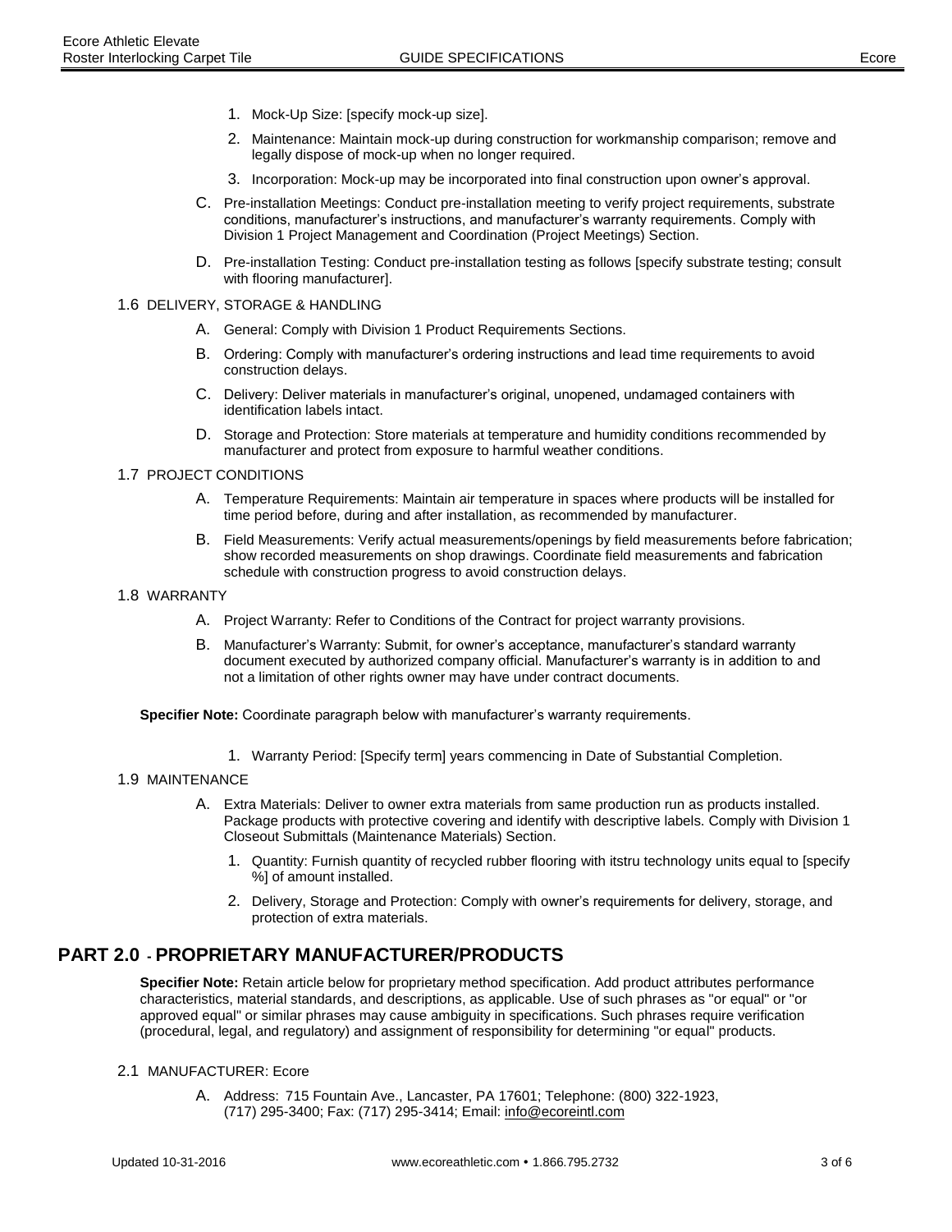1. Mock-Up Size: [specify mock-up size].
2. Maintenance: Maintain mock-up during construction for workmanship comparison; remove and legally dispose of mock-up when no longer required.
3. Incorporation: Mock-up may be incorporated into final construction upon owner's approval.

C. Pre-installation Meetings: Conduct pre-installation meeting to verify project requirements, substrate conditions, manufacturer's instructions, and manufacturer's warranty requirements. Comply with Division 1 Project Management and Coordination (Project Meetings) Section.

D. Pre-installation Testing: Conduct pre-installation testing as follows [specify substrate testing; consult with flooring manufacturer].

1.6 DELIVERY, STORAGE & HANDLING

A. General: Comply with Division 1 Product Requirements Sections.

B. Ordering: Comply with manufacturer's ordering instructions and lead time requirements to avoid construction delays.

C. Delivery: Deliver materials in manufacturer's original, unopened, undamaged containers with identification labels intact.

D. Storage and Protection: Store materials at temperature and humidity conditions recommended by manufacturer and protect from exposure to harmful weather conditions.

1.7 PROJECT CONDITIONS

A. Temperature Requirements: Maintain air temperature in spaces where products will be installed for time period before, during and after installation, as recommended by manufacturer.

B. Field Measurements: Verify actual measurements/openings by field measurements before fabrication; show recorded measurements on shop drawings. Coordinate field measurements and fabrication schedule with construction progress to avoid construction delays.

1.8 WARRANTY

A. Project Warranty: Refer to Conditions of the Contract for project warranty provisions.

B. Manufacturer's Warranty: Submit, for owner's acceptance, manufacturer's standard warranty document executed by authorized company official. Manufacturer's warranty is in addition to and not a limitation of other rights owner may have under contract documents.

**Specifier Note:** Coordinate paragraph below with manufacturer's warranty requirements.

1. Warranty Period: [Specify term] years commencing in Date of Substantial Completion.

1.9 MAINTENANCE

A. Extra Materials: Deliver to owner extra materials from same production run as products installed. Package products with protective covering and identify with descriptive labels. Comply with Division 1 Closeout Submittals (Maintenance Materials) Section.

1. Quantity: Furnish quantity of recycled rubber flooring with itstru technology units equal to [specify %] of amount installed.
2. Delivery, Storage and Protection: Comply with owner's requirements for delivery, storage, and protection of extra materials.

## PART 2.0 - PROPRIETARY MANUFACTURER/PRODUCTS

**Specifier Note:** Retain article below for proprietary method specification. Add product attributes performance characteristics, material standards, and descriptions, as applicable. Use of such phrases as "or equal" or "or approved equal" or similar phrases may cause ambiguity in specifications. Such phrases require verification (procedural, legal, and regulatory) and assignment of responsibility for determining "or equal" products.

2.1 MANUFACTURER: Ecore

A. Address: 715 Fountain Ave., Lancaster, PA 17601; Telephone: (800) 322-1923, (717) 295-3400; Fax: (717) 295-3414; Email: info@ecoreintl.com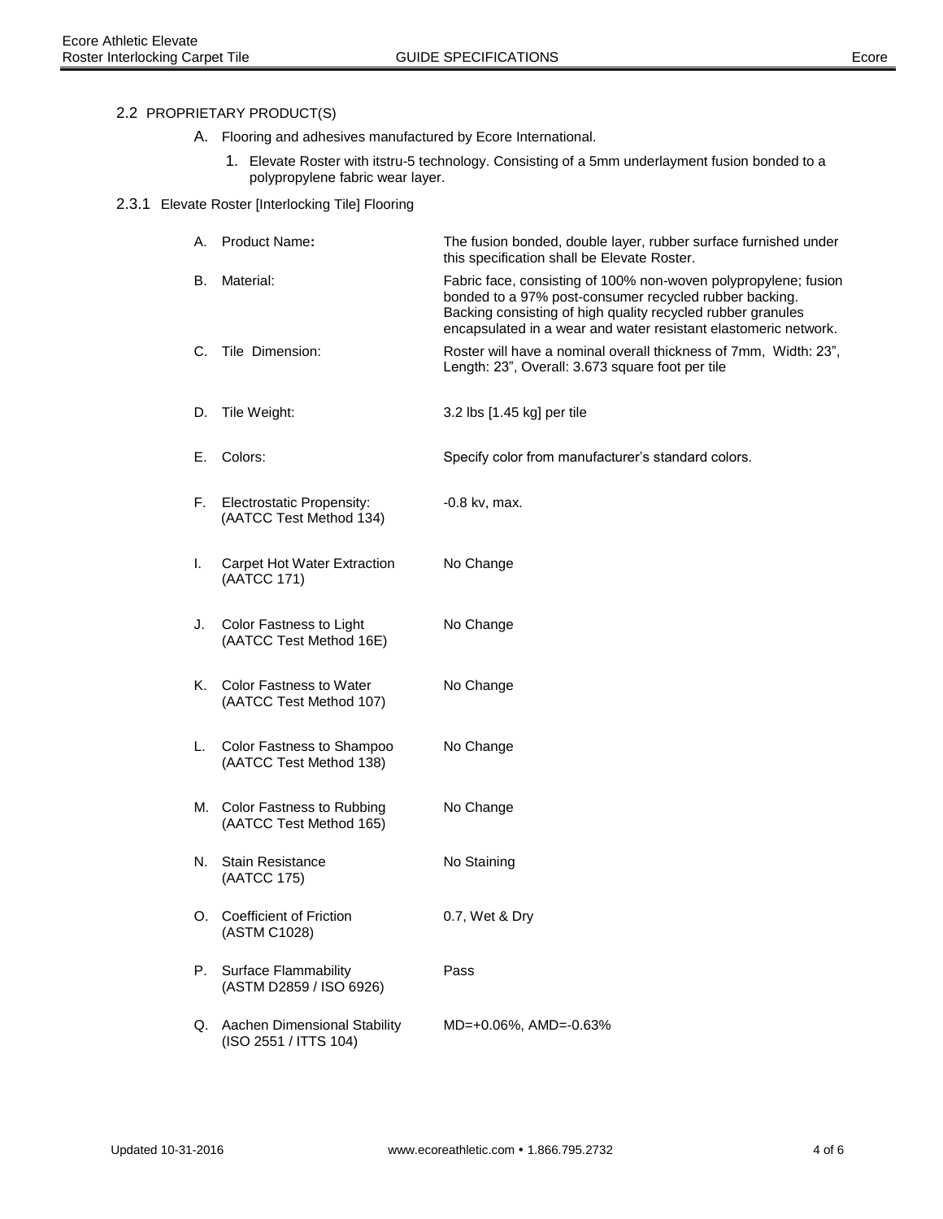## 2.2 PROPRIETARY PRODUCT(S)

A. Flooring and adhesives manufactured by Ecore International.

1. Elevate Roster with itstru-5 technology. Consisting of a 5mm underlayment fusion bonded to a polypropylene fabric wear layer.

### 2.3.1 Elevate Roster [Interlocking Tile] Flooring

| | | |
|---|---|---|
| A. | Product Name**:** | The fusion bonded, double layer, rubber surface furnished under this specification shall be Elevate Roster. |
| B. | Material: | Fabric face, consisting of 100% non-woven polypropylene; fusion bonded to a 97% post-consumer recycled rubber backing. Backing consisting of high quality recycled rubber granules encapsulated in a wear and water resistant elastomeric network. |
| C. | Tile Dimension: | Roster will have a nominal overall thickness of 7mm, Width: 23", Length: 23", Overall: 3.673 square foot per tile |
| D. | Tile Weight: | 3.2 lbs [1.45 kg] per tile |
| E. | Colors: | Specify color from manufacturer's standard colors. |
| F. | Electrostatic Propensity: (AATCC Test Method 134) | -0.8 kv, max. |
| I. | Carpet Hot Water Extraction (AATCC 171) | No Change |
| J. | Color Fastness to Light (AATCC Test Method 16E) | No Change |
| K. | Color Fastness to Water (AATCC Test Method 107) | No Change |
| L. | Color Fastness to Shampoo (AATCC Test Method 138) | No Change |
| M. | Color Fastness to Rubbing (AATCC Test Method 165) | No Change |
| N. | Stain Resistance (AATCC 175) | No Staining |
| O. | Coefficient of Friction (ASTM C1028) | 0.7, Wet & Dry |
| P. | Surface Flammability (ASTM D2859 / ISO 6926) | Pass |
| Q. | Aachen Dimensional Stability (ISO 2551 / ITTS 104) | MD=+0.06%, AMD=-0.63% |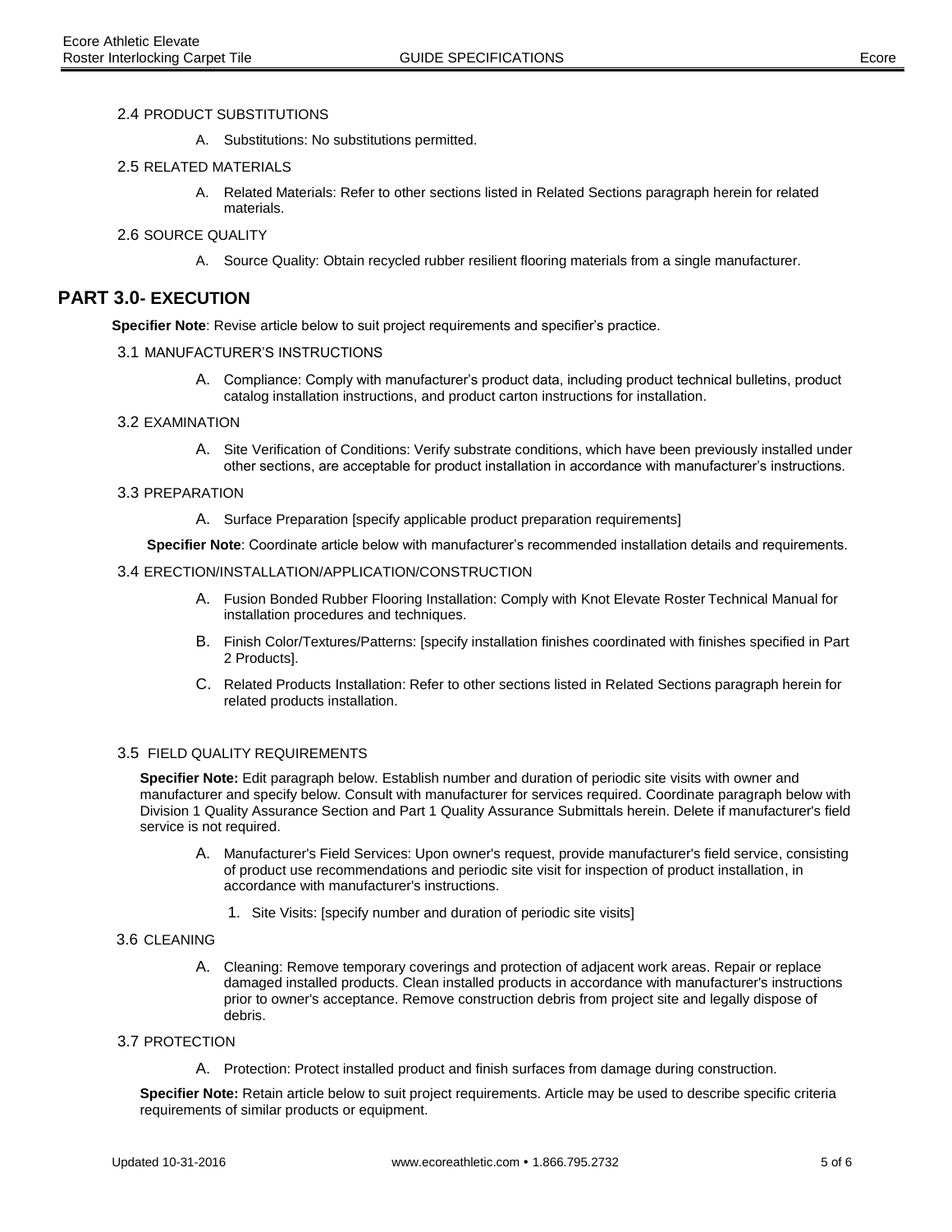### 2.4 PRODUCT SUBSTITUTIONS

A. Substitutions: No substitutions permitted.

### 2.5 RELATED MATERIALS

A. Related Materials: Refer to other sections listed in Related Sections paragraph herein for related materials.

### 2.6 SOURCE QUALITY

A. Source Quality: Obtain recycled rubber resilient flooring materials from a single manufacturer.

## PART 3.0- EXECUTION

**Specifier Note**: Revise article below to suit project requirements and specifier's practice.

### 3.1 MANUFACTURER'S INSTRUCTIONS

A. Compliance: Comply with manufacturer's product data, including product technical bulletins, product catalog installation instructions, and product carton instructions for installation.

### 3.2 EXAMINATION

A. Site Verification of Conditions: Verify substrate conditions, which have been previously installed under other sections, are acceptable for product installation in accordance with manufacturer's instructions.

### 3.3 PREPARATION

A. Surface Preparation [specify applicable product preparation requirements]

**Specifier Note**: Coordinate article below with manufacturer's recommended installation details and requirements.

### 3.4 ERECTION/INSTALLATION/APPLICATION/CONSTRUCTION

A. Fusion Bonded Rubber Flooring Installation: Comply with Knot Elevate Roster Technical Manual for installation procedures and techniques.

B. Finish Color/Textures/Patterns: [specify installation finishes coordinated with finishes specified in Part 2 Products].

C. Related Products Installation: Refer to other sections listed in Related Sections paragraph herein for related products installation.

### 3.5 FIELD QUALITY REQUIREMENTS

**Specifier Note:** Edit paragraph below. Establish number and duration of periodic site visits with owner and manufacturer and specify below. Consult with manufacturer for services required. Coordinate paragraph below with Division 1 Quality Assurance Section and Part 1 Quality Assurance Submittals herein. Delete if manufacturer's field service is not required.

A. Manufacturer's Field Services: Upon owner's request, provide manufacturer's field service, consisting of product use recommendations and periodic site visit for inspection of product installation, in accordance with manufacturer's instructions.

1. Site Visits: [specify number and duration of periodic site visits]

### 3.6 CLEANING

A. Cleaning: Remove temporary coverings and protection of adjacent work areas. Repair or replace damaged installed products. Clean installed products in accordance with manufacturer's instructions prior to owner's acceptance. Remove construction debris from project site and legally dispose of debris.

### 3.7 PROTECTION

A. Protection: Protect installed product and finish surfaces from damage during construction.

**Specifier Note:** Retain article below to suit project requirements. Article may be used to describe specific criteria requirements of similar products or equipment.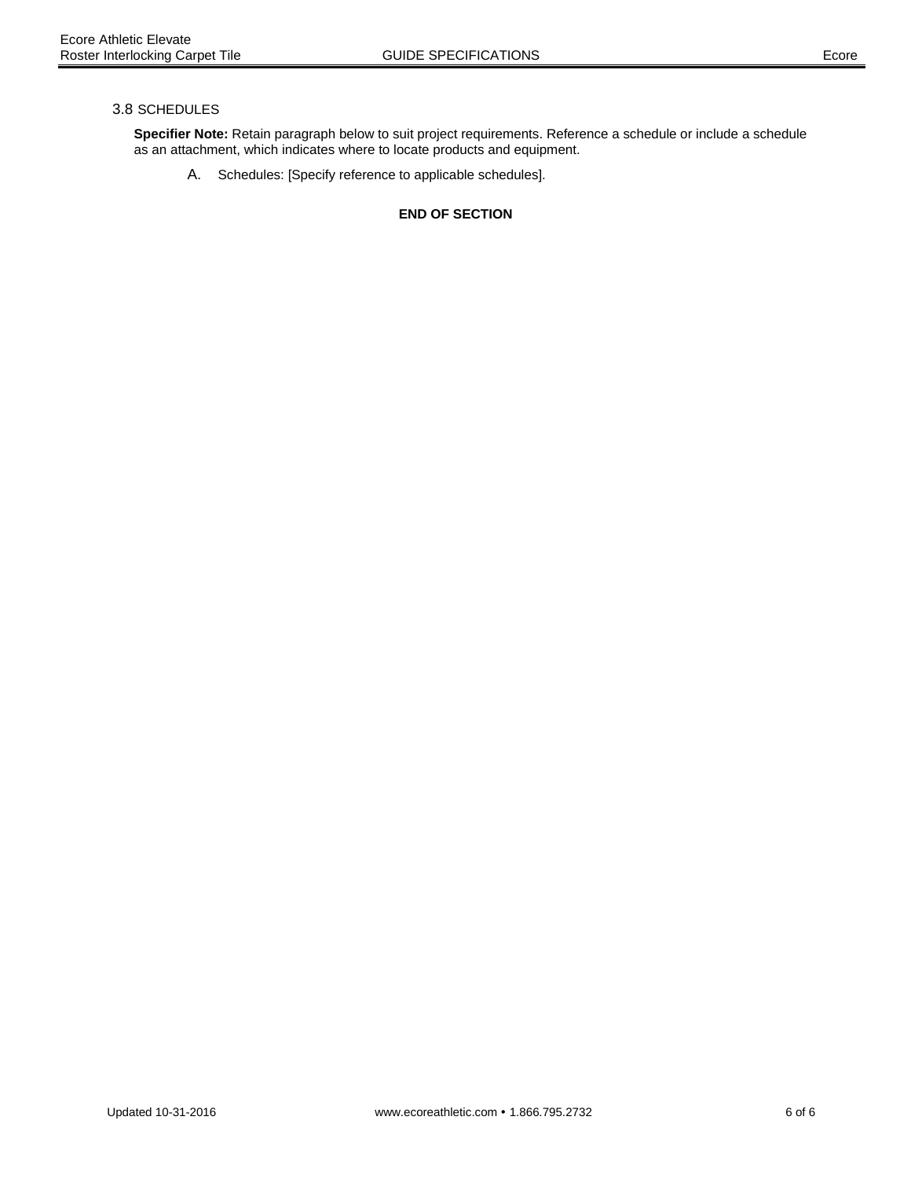### 3.8 SCHEDULES

**Specifier Note:** Retain paragraph below to suit project requirements. Reference a schedule or include a schedule as an attachment, which indicates where to locate products and equipment.

A. Schedules: [Specify reference to applicable schedules].

**END OF SECTION**